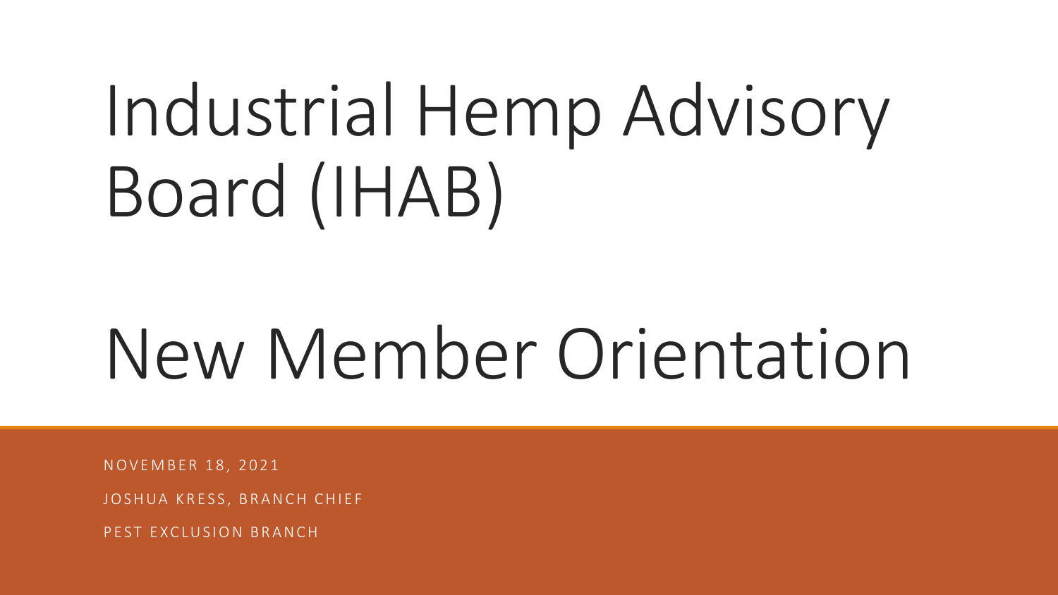# Industrial Hemp Advisory Board (IHAB)

# New Member Orientation

NOVEMBER 18, 2021

JOSHUA KRESS, BRANCH CHIEF

PEST EXCLUSION BRANCH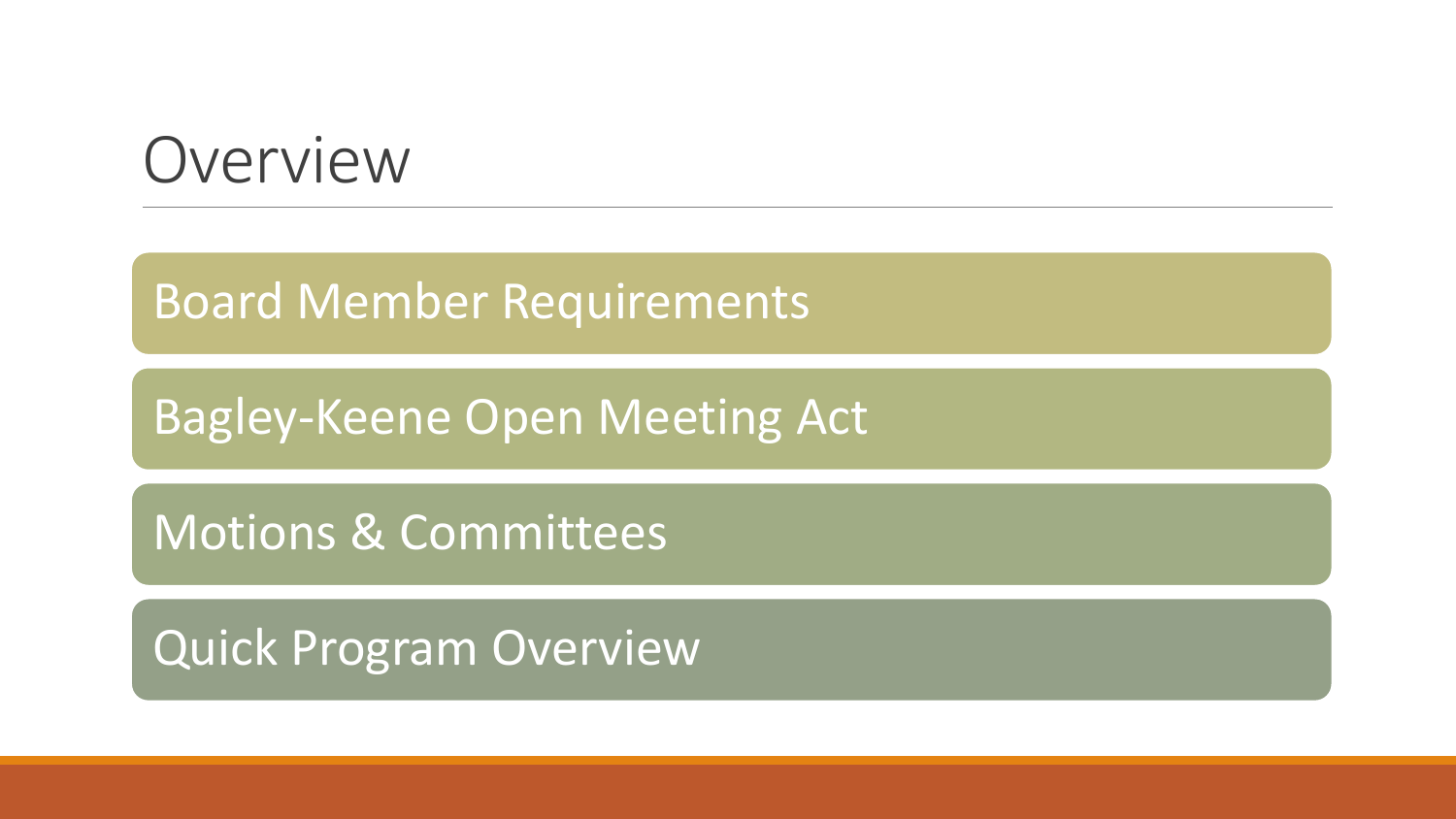# Overview

- Board Member Requirements
- Bagley-Keene Open Meeting Act
- Motions & Committees
- Quick Program Overview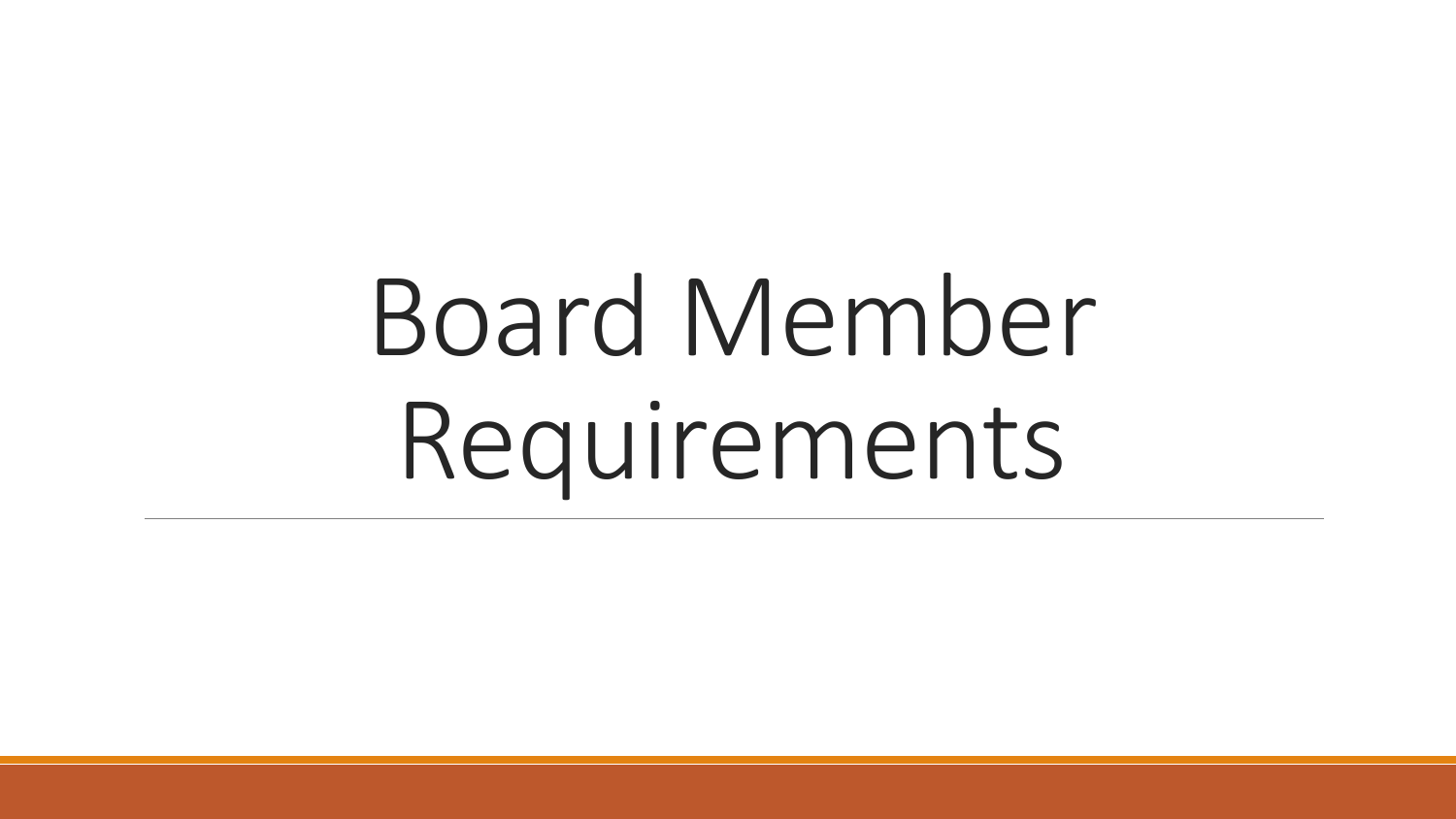# Board Member Requirements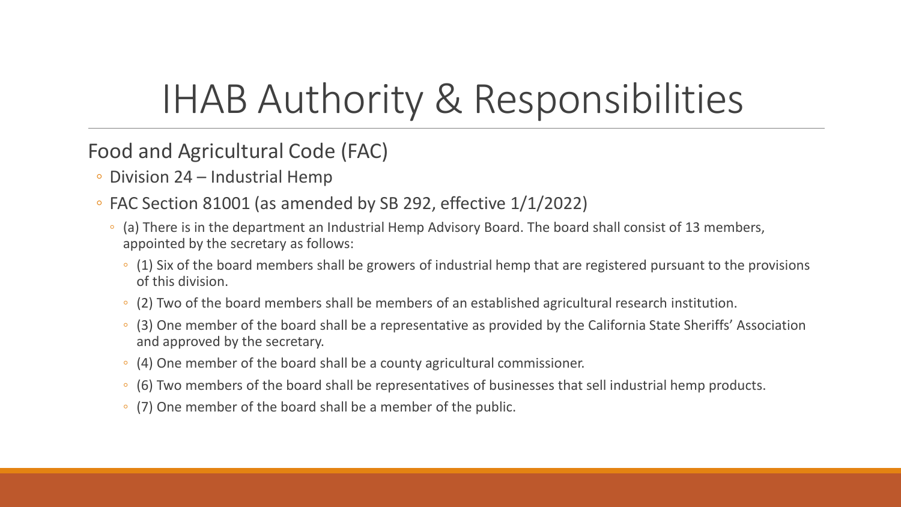# IHAB Authority & Responsibilities

## Food and Agricultural Code (FAC)

- Division 24 – Industrial Hemp
- FAC Section 81001 (as amended by SB 292, effective 1/1/2022)
  - (a) There is in the department an Industrial Hemp Advisory Board. The board shall consist of 13 members, appointed by the secretary as follows:
    - (1) Six of the board members shall be growers of industrial hemp that are registered pursuant to the provisions of this division.
    - (2) Two of the board members shall be members of an established agricultural research institution.
    - (3) One member of the board shall be a representative as provided by the California State Sheriffs' Association and approved by the secretary.
    - (4) One member of the board shall be a county agricultural commissioner.
    - (6) Two members of the board shall be representatives of businesses that sell industrial hemp products.
    - (7) One member of the board shall be a member of the public.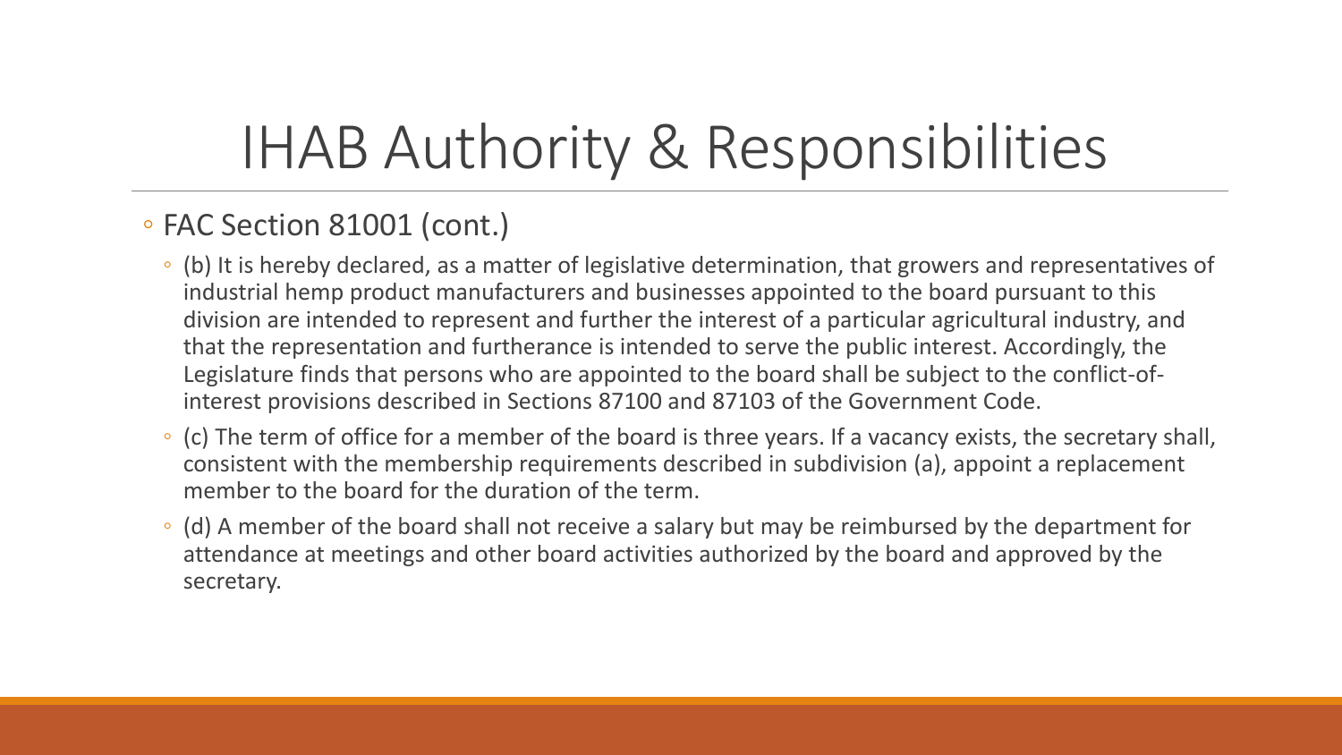# IHAB Authority & Responsibilities

- FAC Section 81001 (cont.)
  - (b) It is hereby declared, as a matter of legislative determination, that growers and representatives of industrial hemp product manufacturers and businesses appointed to the board pursuant to this division are intended to represent and further the interest of a particular agricultural industry, and that the representation and furtherance is intended to serve the public interest. Accordingly, the Legislature finds that persons who are appointed to the board shall be subject to the conflict-of-interest provisions described in Sections 87100 and 87103 of the Government Code.
  - (c) The term of office for a member of the board is three years. If a vacancy exists, the secretary shall, consistent with the membership requirements described in subdivision (a), appoint a replacement member to the board for the duration of the term.
  - (d) A member of the board shall not receive a salary but may be reimbursed by the department for attendance at meetings and other board activities authorized by the board and approved by the secretary.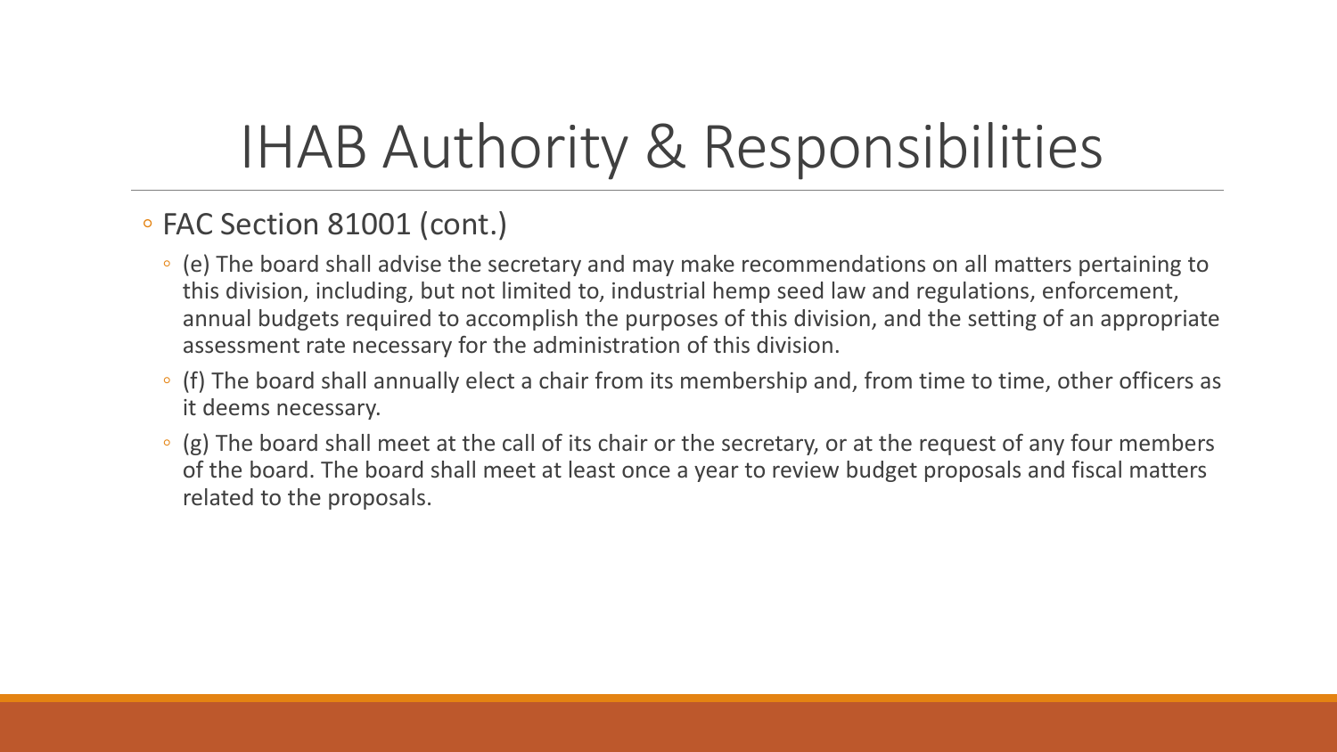# IHAB Authority & Responsibilities

- FAC Section 81001 (cont.)
  - (e) The board shall advise the secretary and may make recommendations on all matters pertaining to this division, including, but not limited to, industrial hemp seed law and regulations, enforcement, annual budgets required to accomplish the purposes of this division, and the setting of an appropriate assessment rate necessary for the administration of this division.
  - (f) The board shall annually elect a chair from its membership and, from time to time, other officers as it deems necessary.
  - (g) The board shall meet at the call of its chair or the secretary, or at the request of any four members of the board. The board shall meet at least once a year to review budget proposals and fiscal matters related to the proposals.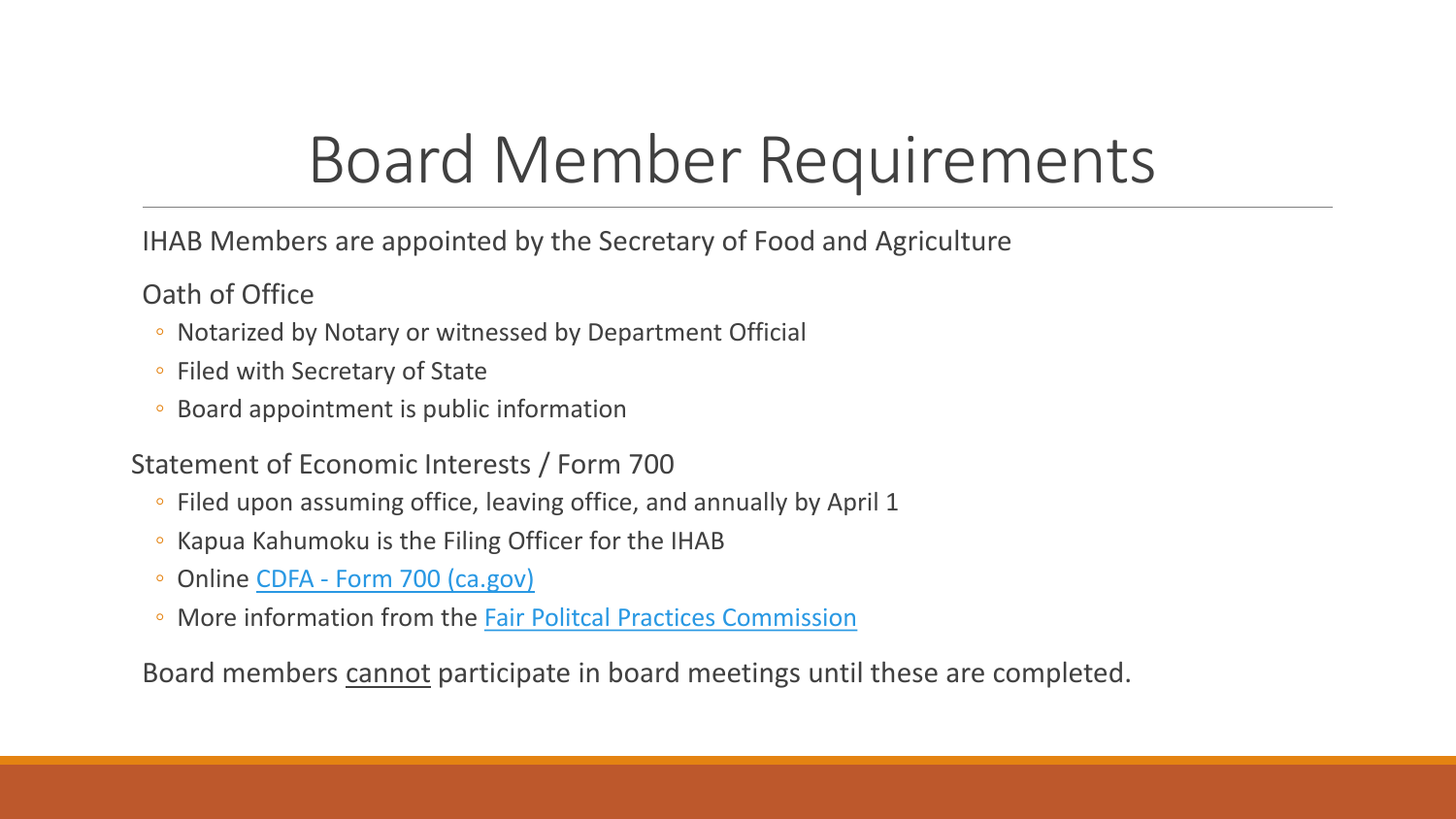# Board Member Requirements

IHAB Members are appointed by the Secretary of Food and Agriculture

Oath of Office

- Notarized by Notary or witnessed by Department Official
- Filed with Secretary of State
- Board appointment is public information

Statement of Economic Interests / Form 700

- Filed upon assuming office, leaving office, and annually by April 1
- Kapua Kahumoku is the Filing Officer for the IHAB
- Online CDFA - Form 700 (ca.gov)
- More information from the Fair Politcal Practices Commission

Board members <u>cannot</u> participate in board meetings until these are completed.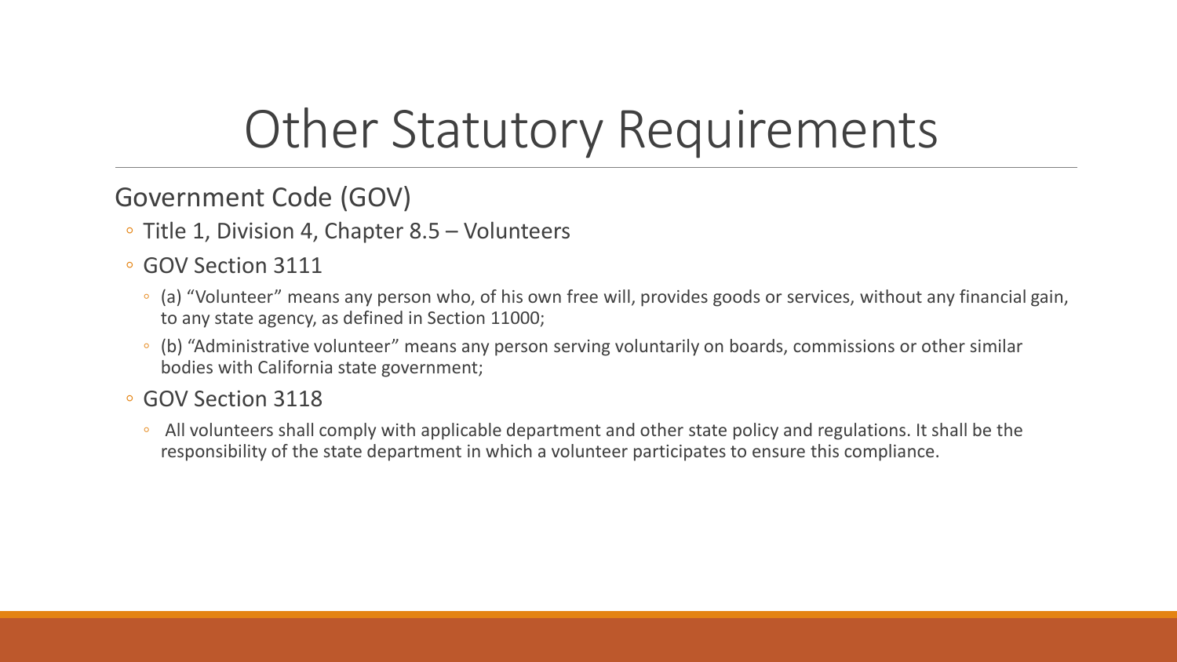# Other Statutory Requirements

Government Code (GOV)

- Title 1, Division 4, Chapter 8.5 – Volunteers
- GOV Section 3111
  - (a) “Volunteer” means any person who, of his own free will, provides goods or services, without any financial gain, to any state agency, as defined in Section 11000;
  - (b) “Administrative volunteer” means any person serving voluntarily on boards, commissions or other similar bodies with California state government;
- GOV Section 3118
  - All volunteers shall comply with applicable department and other state policy and regulations. It shall be the responsibility of the state department in which a volunteer participates to ensure this compliance.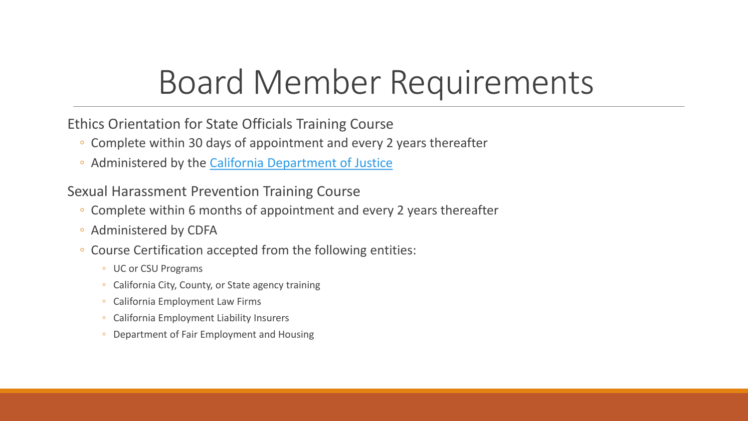# Board Member Requirements

Ethics Orientation for State Officials Training Course

- Complete within 30 days of appointment and every 2 years thereafter
- Administered by the California Department of Justice

Sexual Harassment Prevention Training Course

- Complete within 6 months of appointment and every 2 years thereafter
- Administered by CDFA
- Course Certification accepted from the following entities:
  - UC or CSU Programs
  - California City, County, or State agency training
  - California Employment Law Firms
  - California Employment Liability Insurers
  - Department of Fair Employment and Housing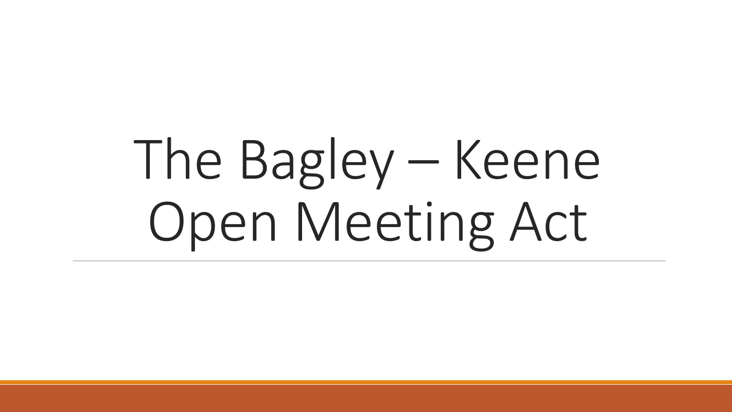# The Bagley – Keene Open Meeting Act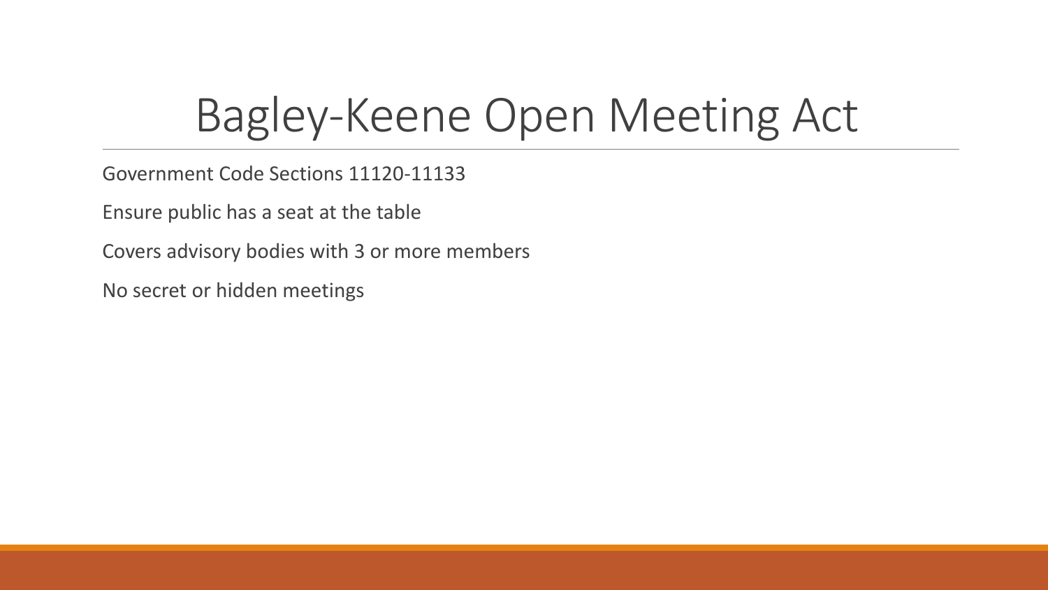# Bagley-Keene Open Meeting Act

Government Code Sections 11120-11133

Ensure public has a seat at the table

Covers advisory bodies with 3 or more members

No secret or hidden meetings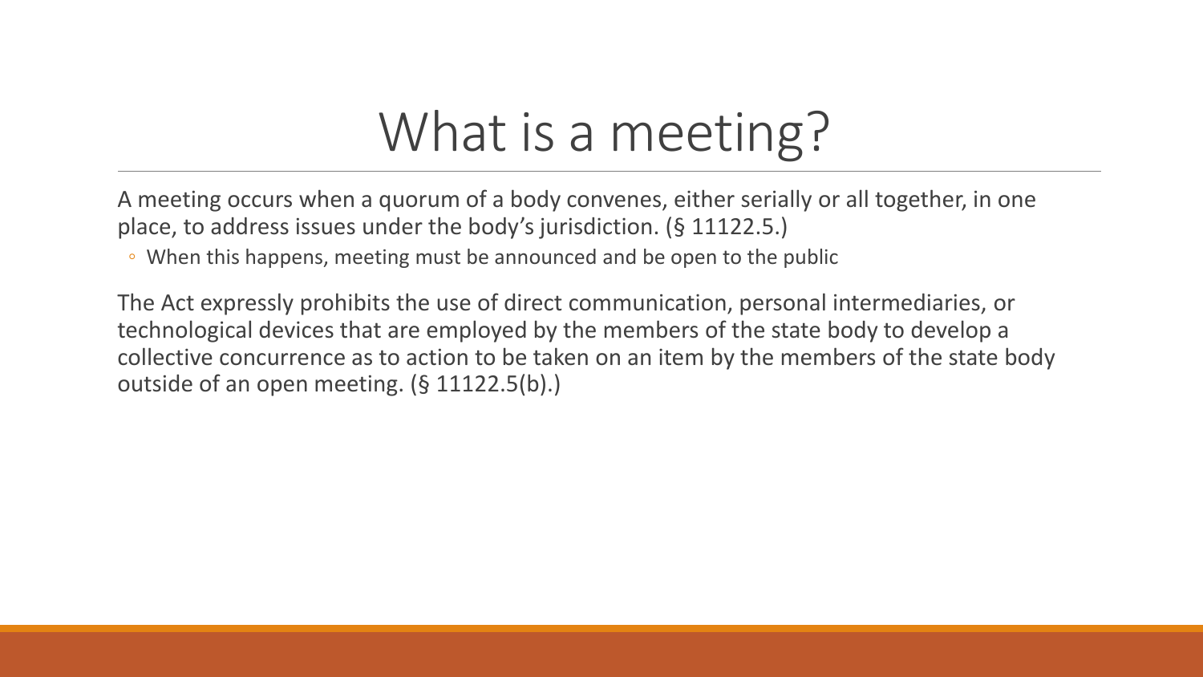# What is a meeting?

A meeting occurs when a quorum of a body convenes, either serially or all together, in one place, to address issues under the body's jurisdiction. (§ 11122.5.)

- When this happens, meeting must be announced and be open to the public

The Act expressly prohibits the use of direct communication, personal intermediaries, or technological devices that are employed by the members of the state body to develop a collective concurrence as to action to be taken on an item by the members of the state body outside of an open meeting. (§ 11122.5(b).)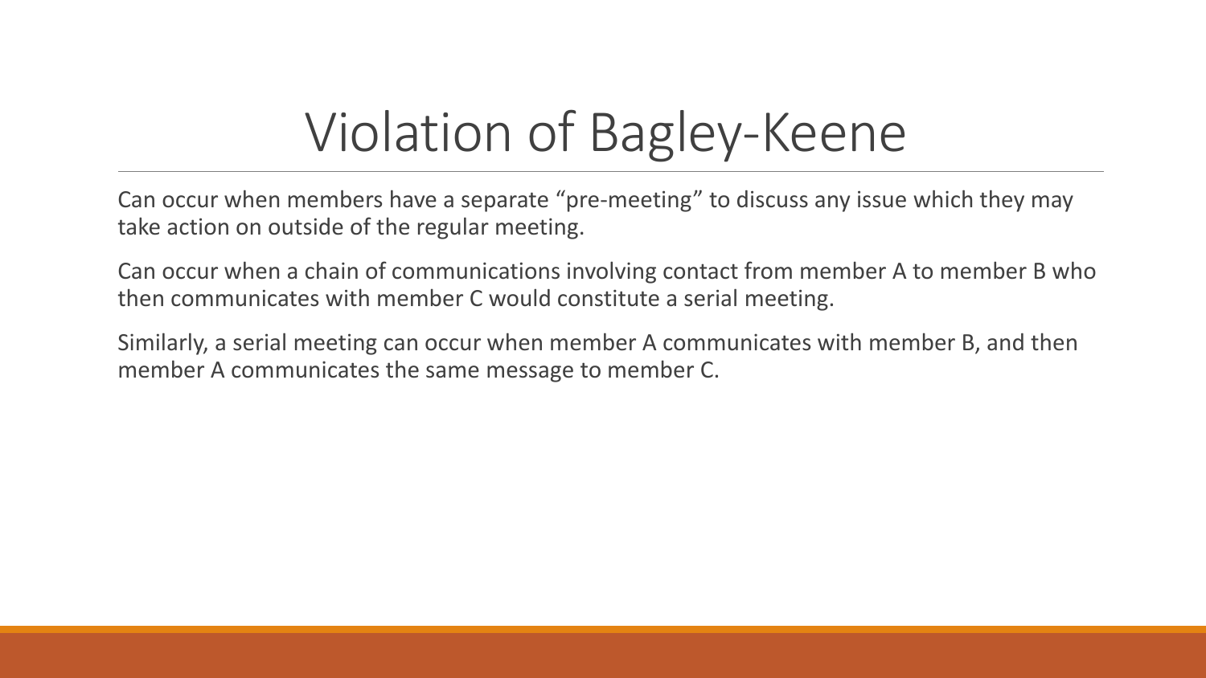# Violation of Bagley-Keene

Can occur when members have a separate “pre-meeting” to discuss any issue which they may take action on outside of the regular meeting.

Can occur when a chain of communications involving contact from member A to member B who then communicates with member C would constitute a serial meeting.

Similarly, a serial meeting can occur when member A communicates with member B, and then member A communicates the same message to member C.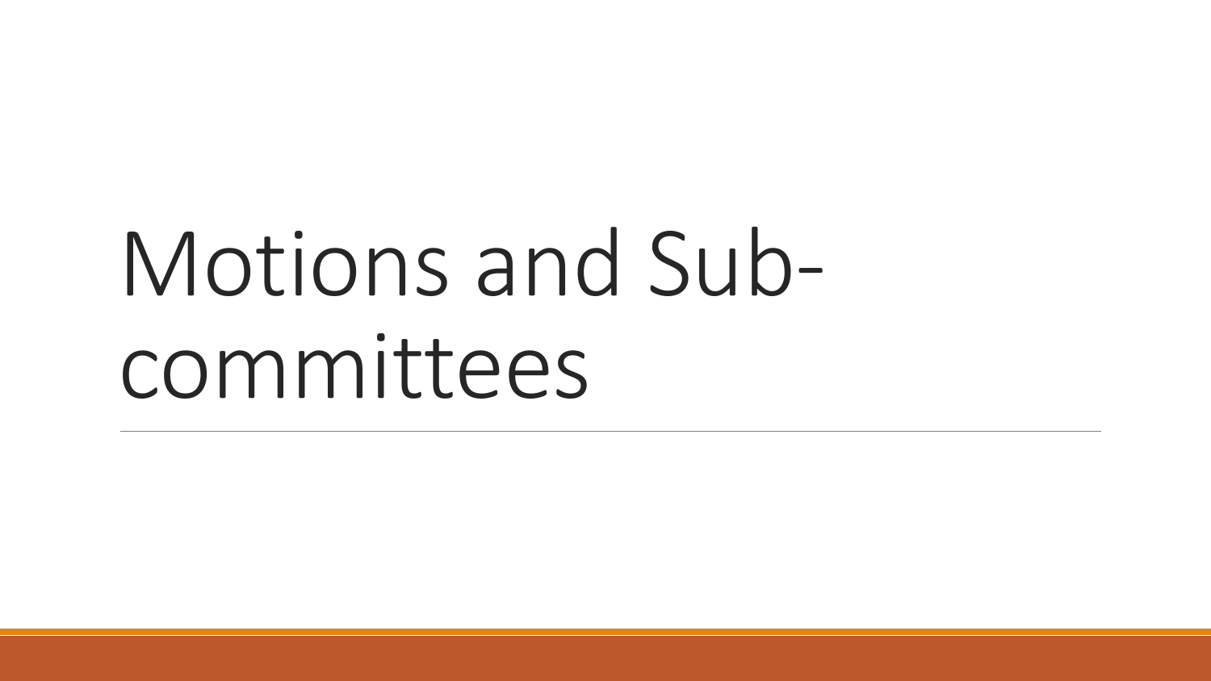# Motions and Sub-committees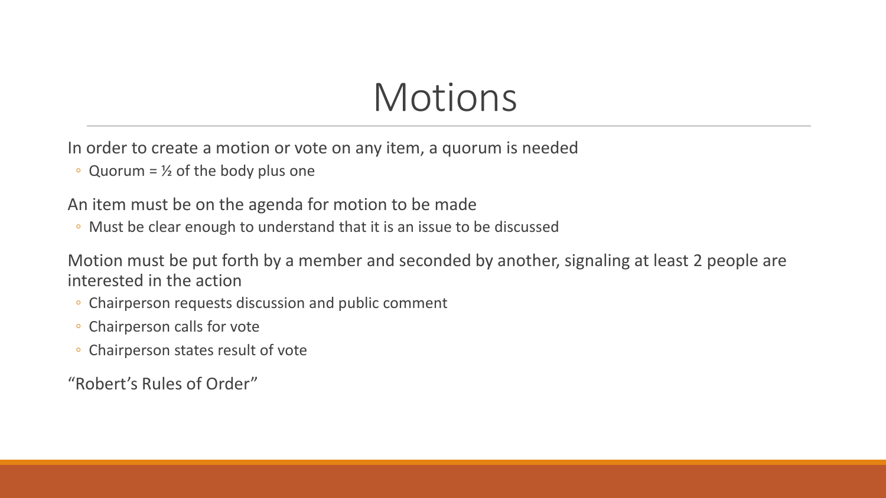# Motions

In order to create a motion or vote on any item, a quorum is needed

- Quorum = ½ of the body plus one

An item must be on the agenda for motion to be made

- Must be clear enough to understand that it is an issue to be discussed

Motion must be put forth by a member and seconded by another, signaling at least 2 people are interested in the action

- Chairperson requests discussion and public comment
- Chairperson calls for vote
- Chairperson states result of vote

"Robert's Rules of Order"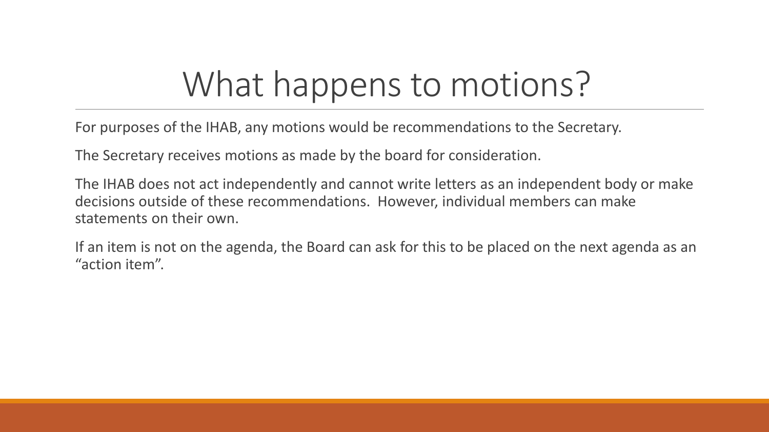# What happens to motions?

For purposes of the IHAB, any motions would be recommendations to the Secretary.

The Secretary receives motions as made by the board for consideration.

The IHAB does not act independently and cannot write letters as an independent body or make decisions outside of these recommendations. However, individual members can make statements on their own.

If an item is not on the agenda, the Board can ask for this to be placed on the next agenda as an "action item".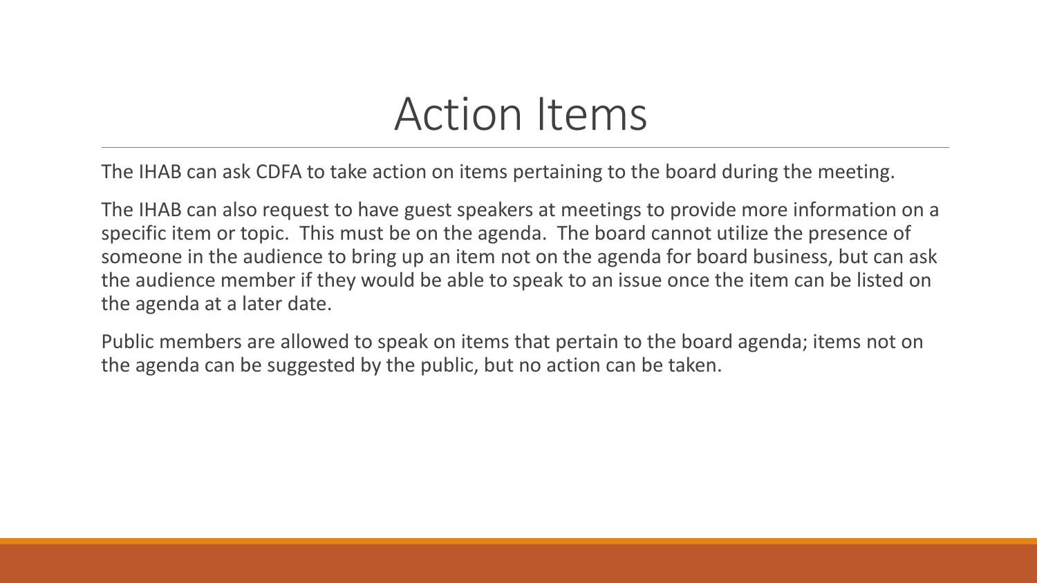# Action Items

The IHAB can ask CDFA to take action on items pertaining to the board during the meeting.

The IHAB can also request to have guest speakers at meetings to provide more information on a specific item or topic.  This must be on the agenda.  The board cannot utilize the presence of someone in the audience to bring up an item not on the agenda for board business, but can ask the audience member if they would be able to speak to an issue once the item can be listed on the agenda at a later date.

Public members are allowed to speak on items that pertain to the board agenda; items not on the agenda can be suggested by the public, but no action can be taken.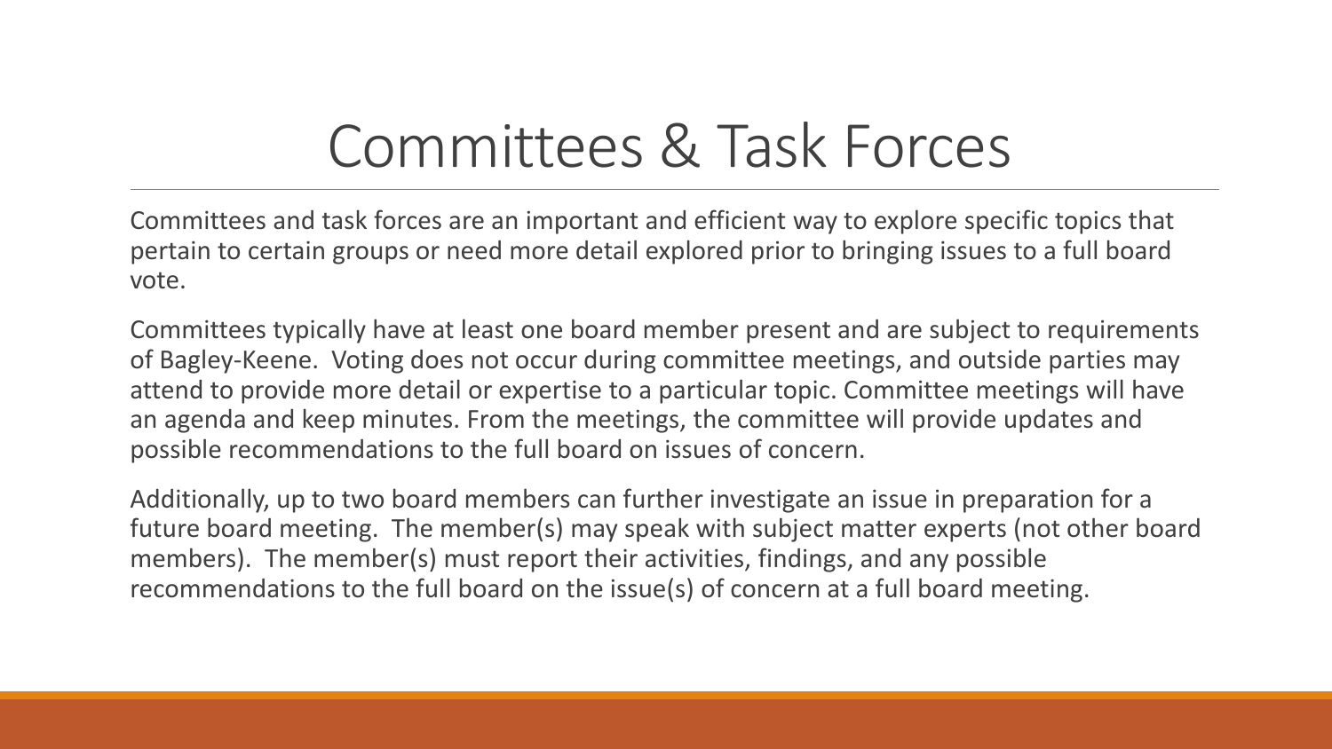# Committees & Task Forces

Committees and task forces are an important and efficient way to explore specific topics that pertain to certain groups or need more detail explored prior to bringing issues to a full board vote.

Committees typically have at least one board member present and are subject to requirements of Bagley-Keene. Voting does not occur during committee meetings, and outside parties may attend to provide more detail or expertise to a particular topic. Committee meetings will have an agenda and keep minutes. From the meetings, the committee will provide updates and possible recommendations to the full board on issues of concern.

Additionally, up to two board members can further investigate an issue in preparation for a future board meeting. The member(s) may speak with subject matter experts (not other board members). The member(s) must report their activities, findings, and any possible recommendations to the full board on the issue(s) of concern at a full board meeting.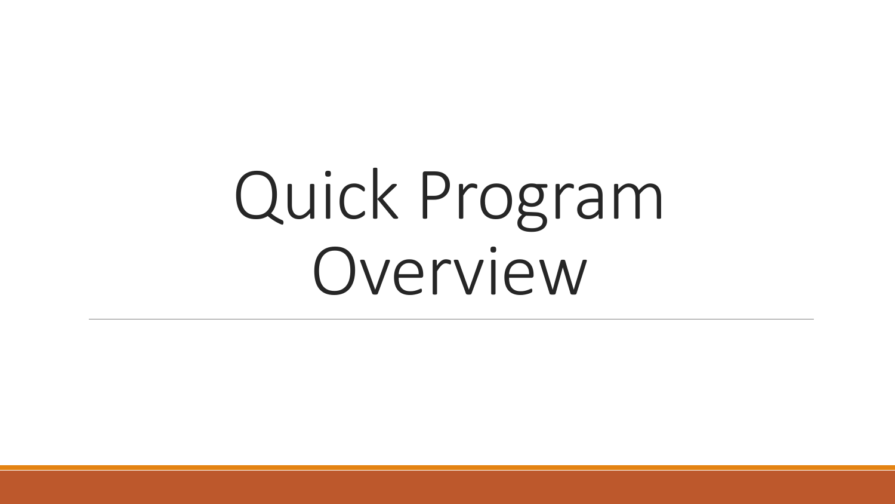# Quick Program Overview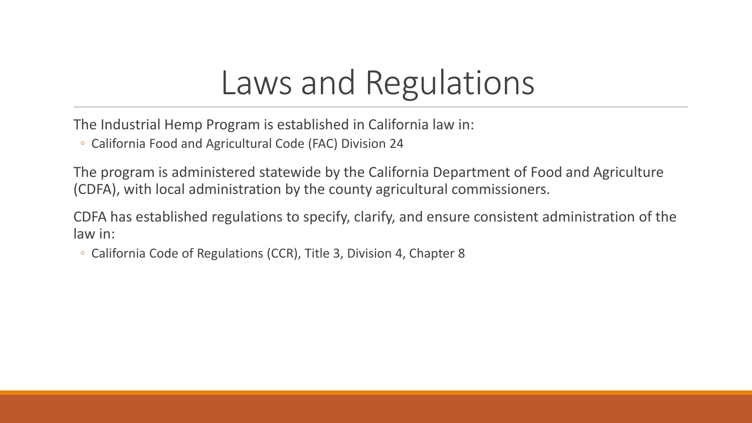# Laws and Regulations

The Industrial Hemp Program is established in California law in:

- California Food and Agricultural Code (FAC) Division 24

The program is administered statewide by the California Department of Food and Agriculture (CDFA), with local administration by the county agricultural commissioners.

CDFA has established regulations to specify, clarify, and ensure consistent administration of the law in:

- California Code of Regulations (CCR), Title 3, Division 4, Chapter 8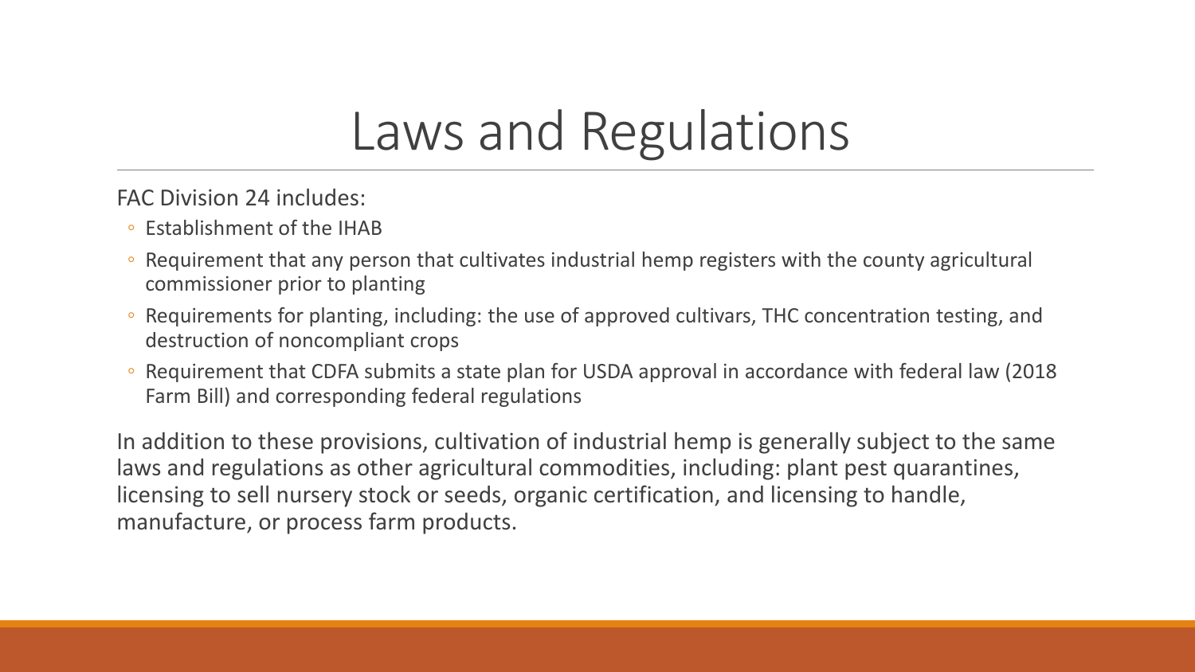# Laws and Regulations

FAC Division 24 includes:

- Establishment of the IHAB
- Requirement that any person that cultivates industrial hemp registers with the county agricultural commissioner prior to planting
- Requirements for planting, including: the use of approved cultivars, THC concentration testing, and destruction of noncompliant crops
- Requirement that CDFA submits a state plan for USDA approval in accordance with federal law (2018 Farm Bill) and corresponding federal regulations

In addition to these provisions, cultivation of industrial hemp is generally subject to the same laws and regulations as other agricultural commodities, including: plant pest quarantines, licensing to sell nursery stock or seeds, organic certification, and licensing to handle, manufacture, or process farm products.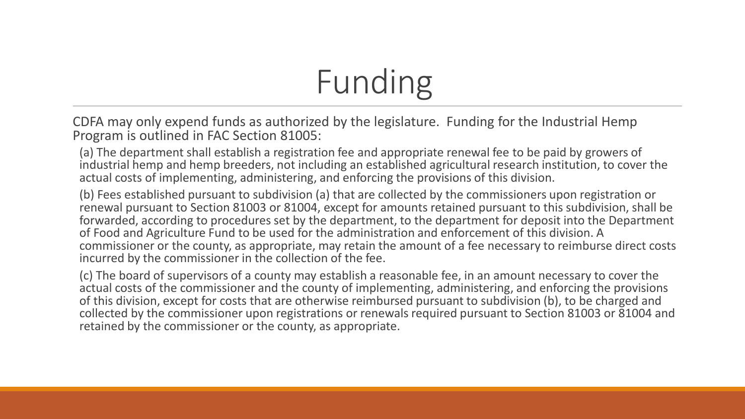# Funding

CDFA may only expend funds as authorized by the legislature. Funding for the Industrial Hemp Program is outlined in FAC Section 81005:

(a) The department shall establish a registration fee and appropriate renewal fee to be paid by growers of industrial hemp and hemp breeders, not including an established agricultural research institution, to cover the actual costs of implementing, administering, and enforcing the provisions of this division.

(b) Fees established pursuant to subdivision (a) that are collected by the commissioners upon registration or renewal pursuant to Section 81003 or 81004, except for amounts retained pursuant to this subdivision, shall be forwarded, according to procedures set by the department, to the department for deposit into the Department of Food and Agriculture Fund to be used for the administration and enforcement of this division. A commissioner or the county, as appropriate, may retain the amount of a fee necessary to reimburse direct costs incurred by the commissioner in the collection of the fee.

(c) The board of supervisors of a county may establish a reasonable fee, in an amount necessary to cover the actual costs of the commissioner and the county of implementing, administering, and enforcing the provisions of this division, except for costs that are otherwise reimbursed pursuant to subdivision (b), to be charged and collected by the commissioner upon registrations or renewals required pursuant to Section 81003 or 81004 and retained by the commissioner or the county, as appropriate.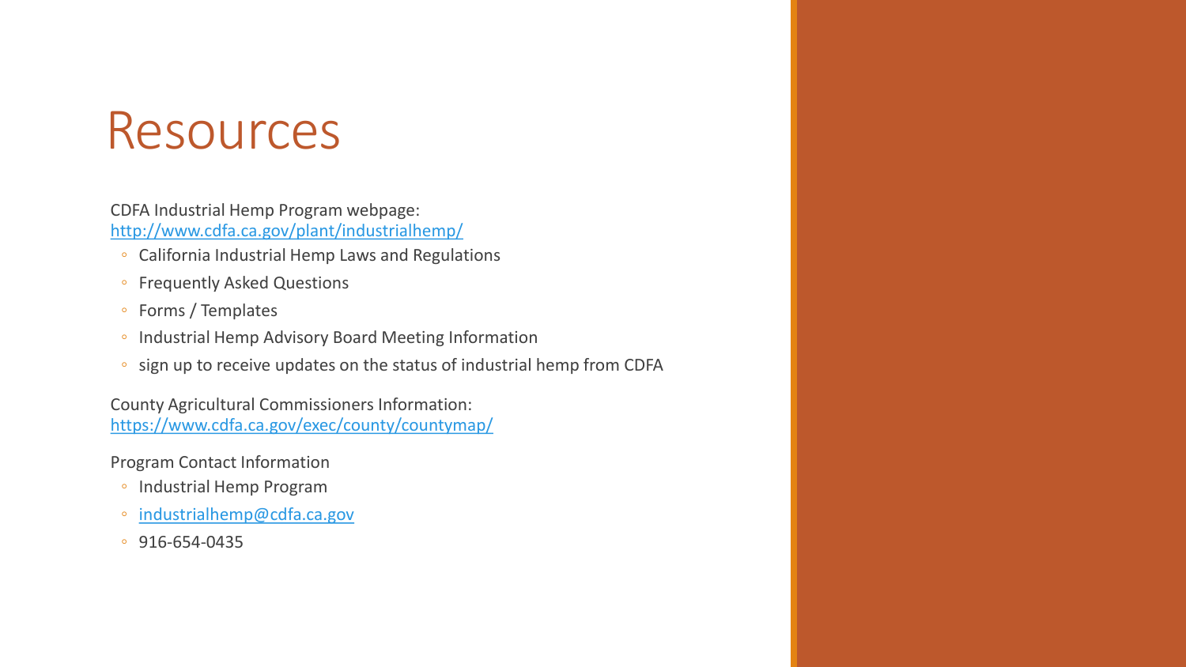# Resources

CDFA Industrial Hemp Program webpage:
http://www.cdfa.ca.gov/plant/industrialhemp/

- California Industrial Hemp Laws and Regulations
- Frequently Asked Questions
- Forms / Templates
- Industrial Hemp Advisory Board Meeting Information
- sign up to receive updates on the status of industrial hemp from CDFA

County Agricultural Commissioners Information:
https://www.cdfa.ca.gov/exec/county/countymap/

Program Contact Information

- Industrial Hemp Program
- industrialhemp@cdfa.ca.gov
- 916-654-0435